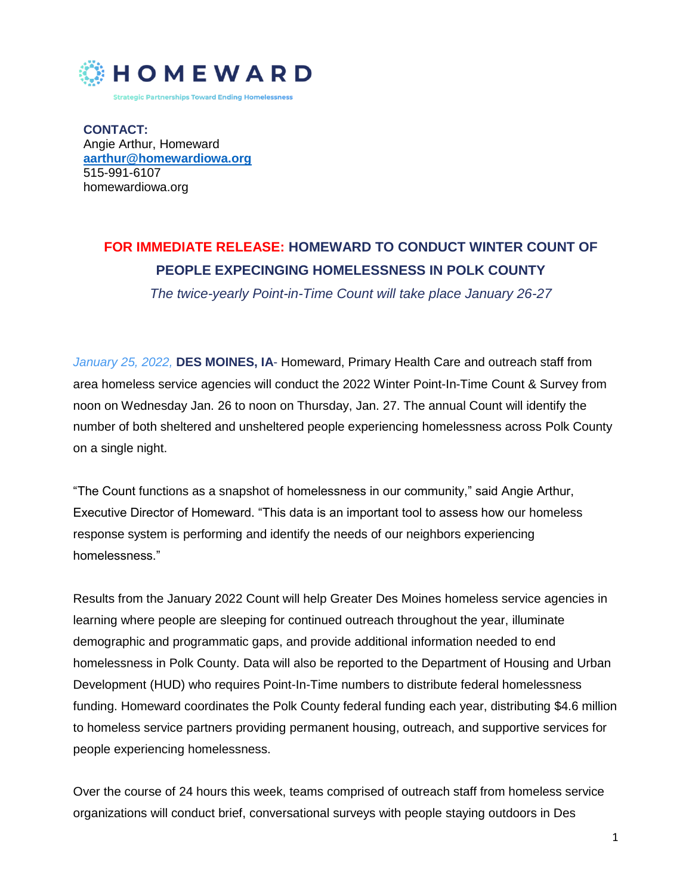HOMEWARD

Strategic Partnerships Toward Ending Homelessness

**CONTACT:**
Angie Arthur, Homeward
**aarthur@homewardiowa.org**
515-991-6107
homewardiowa.org

## FOR IMMEDIATE RELEASE: HOMEWARD TO CONDUCT WINTER COUNT OF PEOPLE EXPECINGING HOMELESSNESS IN POLK COUNTY

*The twice-yearly Point-in-Time Count will take place January 26-27*

*January 25, 2022,* **DES MOINES, IA**- Homeward, Primary Health Care and outreach staff from area homeless service agencies will conduct the 2022 Winter Point-In-Time Count & Survey from noon on Wednesday Jan. 26 to noon on Thursday, Jan. 27. The annual Count will identify the number of both sheltered and unsheltered people experiencing homelessness across Polk County on a single night.

“The Count functions as a snapshot of homelessness in our community,” said Angie Arthur, Executive Director of Homeward. “This data is an important tool to assess how our homeless response system is performing and identify the needs of our neighbors experiencing homelessness.”

Results from the January 2022 Count will help Greater Des Moines homeless service agencies in learning where people are sleeping for continued outreach throughout the year, illuminate demographic and programmatic gaps, and provide additional information needed to end homelessness in Polk County. Data will also be reported to the Department of Housing and Urban Development (HUD) who requires Point-In-Time numbers to distribute federal homelessness funding. Homeward coordinates the Polk County federal funding each year, distributing $4.6 million to homeless service partners providing permanent housing, outreach, and supportive services for people experiencing homelessness.

Over the course of 24 hours this week, teams comprised of outreach staff from homeless service organizations will conduct brief, conversational surveys with people staying outdoors in Des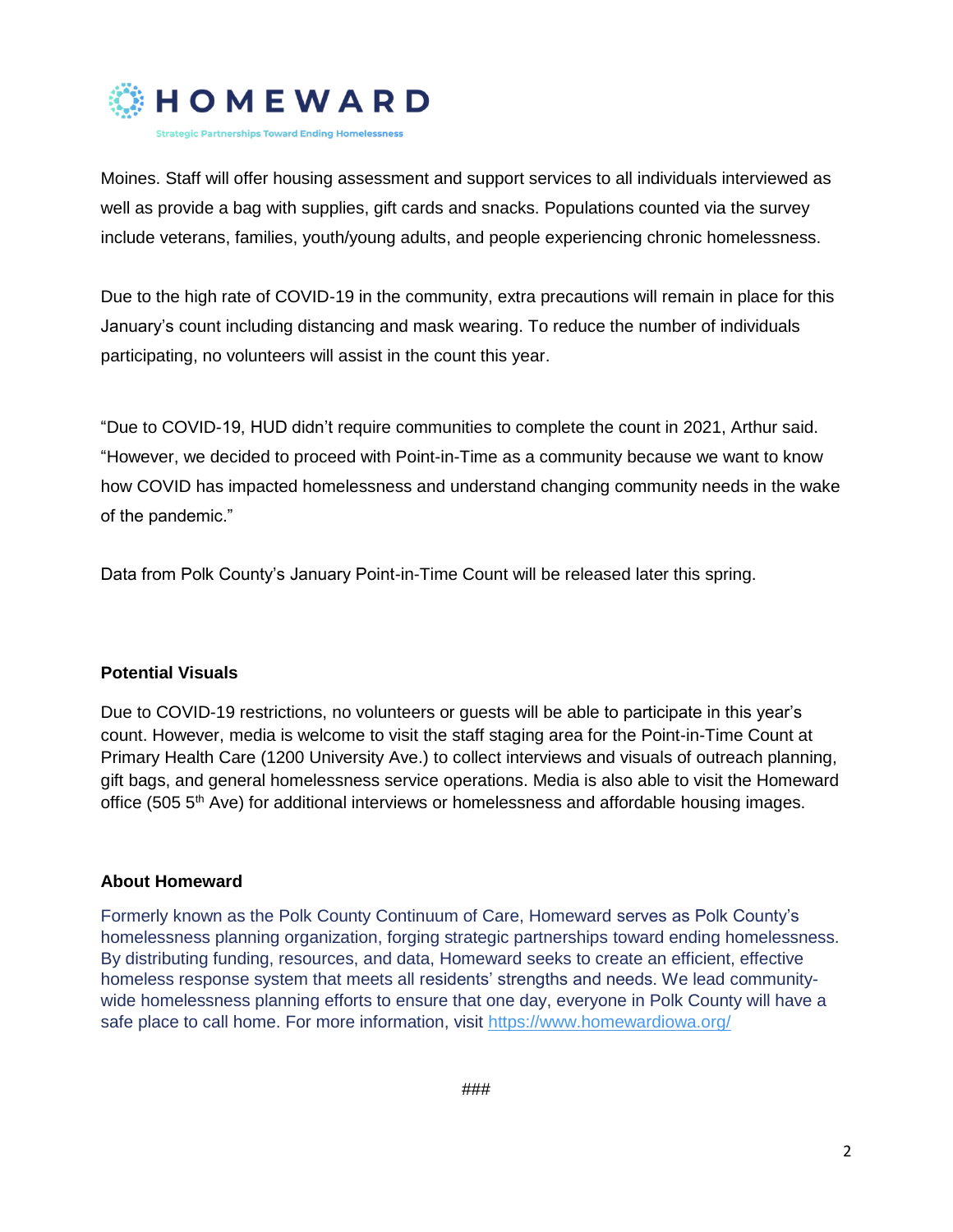Moines. Staff will offer housing assessment and support services to all individuals interviewed as well as provide a bag with supplies, gift cards and snacks. Populations counted via the survey include veterans, families, youth/young adults, and people experiencing chronic homelessness.

Due to the high rate of COVID-19 in the community, extra precautions will remain in place for this January's count including distancing and mask wearing. To reduce the number of individuals participating, no volunteers will assist in the count this year.

"Due to COVID-19, HUD didn't require communities to complete the count in 2021, Arthur said. "However, we decided to proceed with Point-in-Time as a community because we want to know how COVID has impacted homelessness and understand changing community needs in the wake of the pandemic."

Data from Polk County's January Point-in-Time Count will be released later this spring.

**Potential Visuals**

Due to COVID-19 restrictions, no volunteers or guests will be able to participate in this year's count. However, media is welcome to visit the staff staging area for the Point-in-Time Count at Primary Health Care (1200 University Ave.) to collect interviews and visuals of outreach planning, gift bags, and general homelessness service operations. Media is also able to visit the Homeward office (505 5th Ave) for additional interviews or homelessness and affordable housing images.

**About Homeward**

Formerly known as the Polk County Continuum of Care, Homeward serves as Polk County's homelessness planning organization, forging strategic partnerships toward ending homelessness. By distributing funding, resources, and data, Homeward seeks to create an efficient, effective homeless response system that meets all residents' strengths and needs. We lead community-wide homelessness planning efforts to ensure that one day, everyone in Polk County will have a safe place to call home. For more information, visit https://www.homewardiowa.org/

###